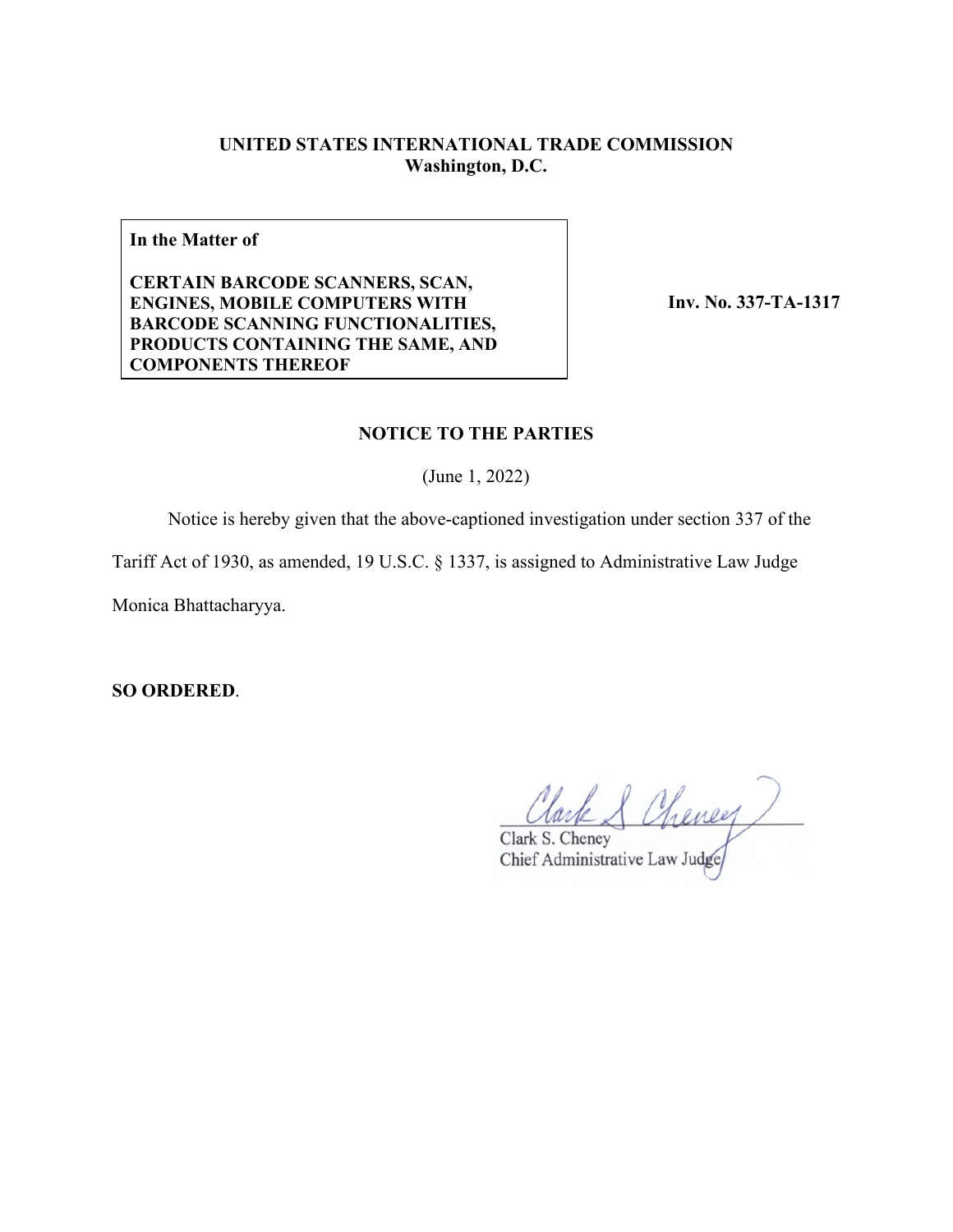**UNITED STATES INTERNATIONAL TRADE COMMISSION**
**Washington, D.C.**

| **In the Matter of**<br><br>**CERTAIN BARCODE SCANNERS, SCAN, ENGINES, MOBILE COMPUTERS WITH BARCODE SCANNING FUNCTIONALITIES, PRODUCTS CONTAINING THE SAME, AND COMPONENTS THEREOF** | **Inv. No. 337-TA-1317** |
|---|---|

**NOTICE TO THE PARTIES**

(June 1, 2022)

Notice is hereby given that the above-captioned investigation under section 337 of the Tariff Act of 1930, as amended, 19 U.S.C. § 1337, is assigned to Administrative Law Judge Monica Bhattacharyya.

**SO ORDERED**.

Clark S. Cheney
Chief Administrative Law Judge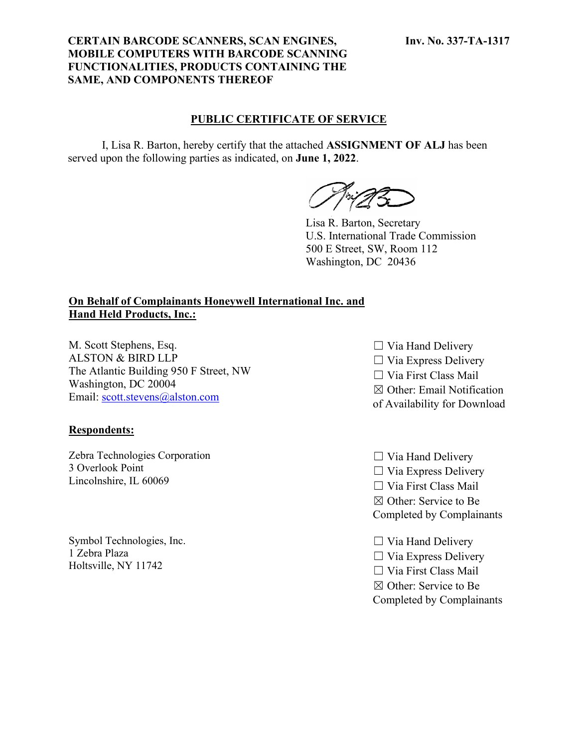**CERTAIN BARCODE SCANNERS, SCAN ENGINES, MOBILE COMPUTERS WITH BARCODE SCANNING FUNCTIONALITIES, PRODUCTS CONTAINING THE SAME, AND COMPONENTS THEREOF**

**Inv. No. 337-TA-1317**

## PUBLIC CERTIFICATE OF SERVICE

I, Lisa R. Barton, hereby certify that the attached **ASSIGNMENT OF ALJ** has been served upon the following parties as indicated, on **June 1, 2022**.

Lisa R. Barton, Secretary
U.S. International Trade Commission
500 E Street, SW, Room 112
Washington, DC 20436

**On Behalf of Complainants Honeywell International Inc. and Hand Held Products, Inc.:**

M. Scott Stephens, Esq.
ALSTON & BIRD LLP
The Atlantic Building 950 F Street, NW
Washington, DC 20004
Email: scott.stevens@alston.com

☐ Via Hand Delivery
☐ Via Express Delivery
☐ Via First Class Mail
☒ Other: Email Notification of Availability for Download

**Respondents:**

Zebra Technologies Corporation
3 Overlook Point
Lincolnshire, IL 60069

☐ Via Hand Delivery
☐ Via Express Delivery
☐ Via First Class Mail
☒ Other: Service to Be Completed by Complainants

Symbol Technologies, Inc.
1 Zebra Plaza
Holtsville, NY 11742

☐ Via Hand Delivery
☐ Via Express Delivery
☐ Via First Class Mail
☒ Other: Service to Be Completed by Complainants